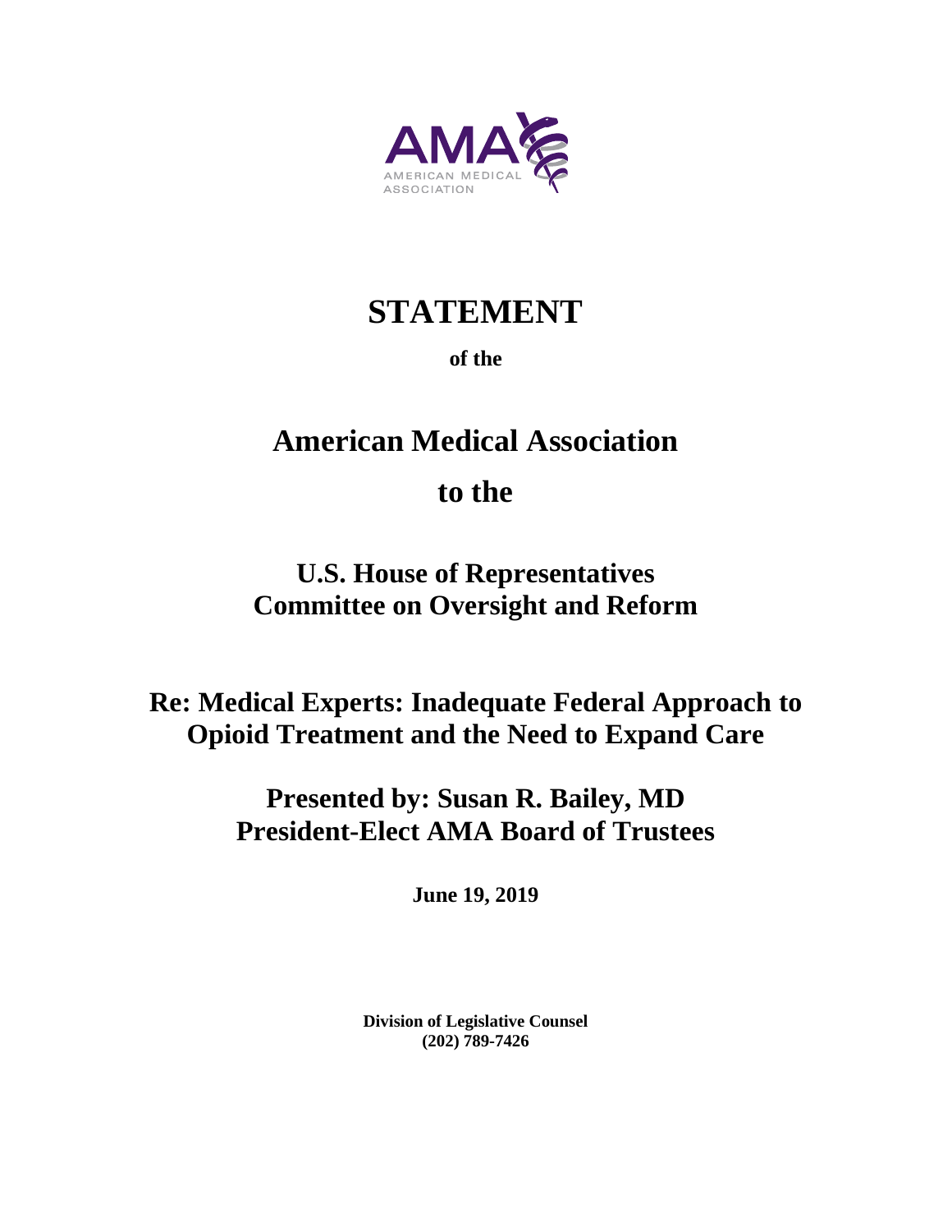AMA
AMERICAN MEDICAL ASSOCIATION

# STATEMENT

**of the**

# American Medical Association

# to the

## U.S. House of Representatives
## Committee on Oversight and Reform

## Re: Medical Experts: Inadequate Federal Approach to Opioid Treatment and the Need to Expand Care

## Presented by: Susan R. Bailey, MD
## President-Elect AMA Board of Trustees

**June 19, 2019**

**Division of Legislative Counsel**
**(202) 789-7426**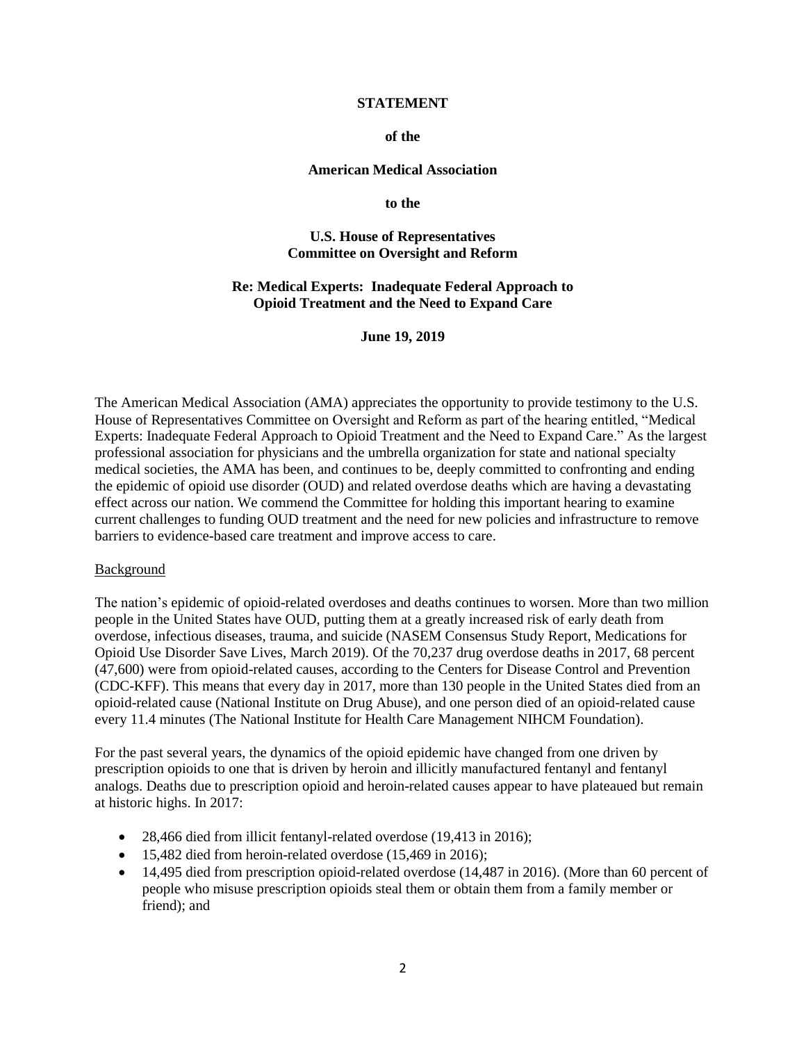**STATEMENT**

**of the**

**American Medical Association**

**to the**

**U.S. House of Representatives**
**Committee on Oversight and Reform**

**Re: Medical Experts: Inadequate Federal Approach to Opioid Treatment and the Need to Expand Care**

**June 19, 2019**

The American Medical Association (AMA) appreciates the opportunity to provide testimony to the U.S. House of Representatives Committee on Oversight and Reform as part of the hearing entitled, "Medical Experts: Inadequate Federal Approach to Opioid Treatment and the Need to Expand Care." As the largest professional association for physicians and the umbrella organization for state and national specialty medical societies, the AMA has been, and continues to be, deeply committed to confronting and ending the epidemic of opioid use disorder (OUD) and related overdose deaths which are having a devastating effect across our nation. We commend the Committee for holding this important hearing to examine current challenges to funding OUD treatment and the need for new policies and infrastructure to remove barriers to evidence-based care treatment and improve access to care.

<u>Background</u>

The nation's epidemic of opioid-related overdoses and deaths continues to worsen. More than two million people in the United States have OUD, putting them at a greatly increased risk of early death from overdose, infectious diseases, trauma, and suicide (NASEM Consensus Study Report, Medications for Opioid Use Disorder Save Lives, March 2019). Of the 70,237 drug overdose deaths in 2017, 68 percent (47,600) were from opioid-related causes, according to the Centers for Disease Control and Prevention (CDC-KFF). This means that every day in 2017, more than 130 people in the United States died from an opioid-related cause (National Institute on Drug Abuse), and one person died of an opioid-related cause every 11.4 minutes (The National Institute for Health Care Management NIHCM Foundation).

For the past several years, the dynamics of the opioid epidemic have changed from one driven by prescription opioids to one that is driven by heroin and illicitly manufactured fentanyl and fentanyl analogs. Deaths due to prescription opioid and heroin-related causes appear to have plateaued but remain at historic highs. In 2017:

- 28,466 died from illicit fentanyl-related overdose (19,413 in 2016);
- 15,482 died from heroin-related overdose (15,469 in 2016);
- 14,495 died from prescription opioid-related overdose (14,487 in 2016). (More than 60 percent of people who misuse prescription opioids steal them or obtain them from a family member or friend); and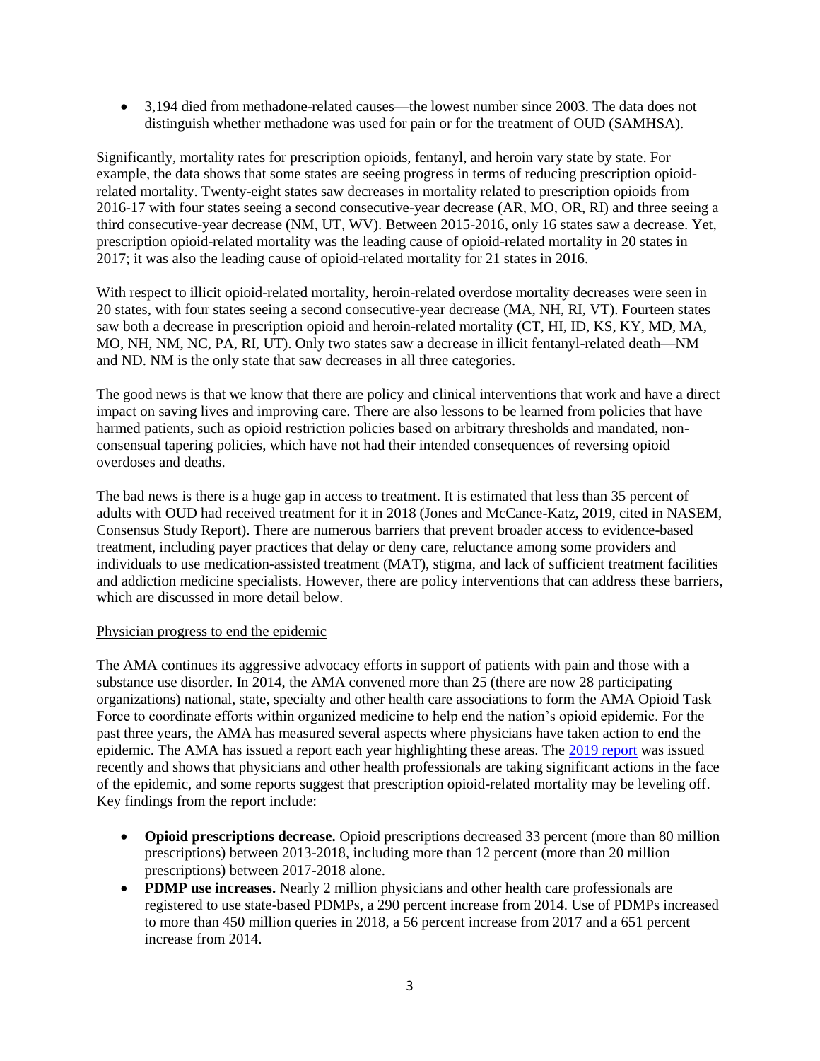- 3,194 died from methadone-related causes—the lowest number since 2003. The data does not distinguish whether methadone was used for pain or for the treatment of OUD (SAMHSA).

Significantly, mortality rates for prescription opioids, fentanyl, and heroin vary state by state. For example, the data shows that some states are seeing progress in terms of reducing prescription opioid-related mortality. Twenty-eight states saw decreases in mortality related to prescription opioids from 2016-17 with four states seeing a second consecutive-year decrease (AR, MO, OR, RI) and three seeing a third consecutive-year decrease (NM, UT, WV). Between 2015-2016, only 16 states saw a decrease. Yet, prescription opioid-related mortality was the leading cause of opioid-related mortality in 20 states in 2017; it was also the leading cause of opioid-related mortality for 21 states in 2016.

With respect to illicit opioid-related mortality, heroin-related overdose mortality decreases were seen in 20 states, with four states seeing a second consecutive-year decrease (MA, NH, RI, VT). Fourteen states saw both a decrease in prescription opioid and heroin-related mortality (CT, HI, ID, KS, KY, MD, MA, MO, NH, NM, NC, PA, RI, UT). Only two states saw a decrease in illicit fentanyl-related death—NM and ND. NM is the only state that saw decreases in all three categories.

The good news is that we know that there are policy and clinical interventions that work and have a direct impact on saving lives and improving care. There are also lessons to be learned from policies that have harmed patients, such as opioid restriction policies based on arbitrary thresholds and mandated, non-consensual tapering policies, which have not had their intended consequences of reversing opioid overdoses and deaths.

The bad news is there is a huge gap in access to treatment. It is estimated that less than 35 percent of adults with OUD had received treatment for it in 2018 (Jones and McCance-Katz, 2019, cited in NASEM, Consensus Study Report). There are numerous barriers that prevent broader access to evidence-based treatment, including payer practices that delay or deny care, reluctance among some providers and individuals to use medication-assisted treatment (MAT), stigma, and lack of sufficient treatment facilities and addiction medicine specialists. However, there are policy interventions that can address these barriers, which are discussed in more detail below.

Physician progress to end the epidemic

The AMA continues its aggressive advocacy efforts in support of patients with pain and those with a substance use disorder. In 2014, the AMA convened more than 25 (there are now 28 participating organizations) national, state, specialty and other health care associations to form the AMA Opioid Task Force to coordinate efforts within organized medicine to help end the nation's opioid epidemic. For the past three years, the AMA has measured several aspects where physicians have taken action to end the epidemic. The AMA has issued a report each year highlighting these areas. The 2019 report was issued recently and shows that physicians and other health professionals are taking significant actions in the face of the epidemic, and some reports suggest that prescription opioid-related mortality may be leveling off. Key findings from the report include:

- **Opioid prescriptions decrease.** Opioid prescriptions decreased 33 percent (more than 80 million prescriptions) between 2013-2018, including more than 12 percent (more than 20 million prescriptions) between 2017-2018 alone.
- **PDMP use increases.** Nearly 2 million physicians and other health care professionals are registered to use state-based PDMPs, a 290 percent increase from 2014. Use of PDMPs increased to more than 450 million queries in 2018, a 56 percent increase from 2017 and a 651 percent increase from 2014.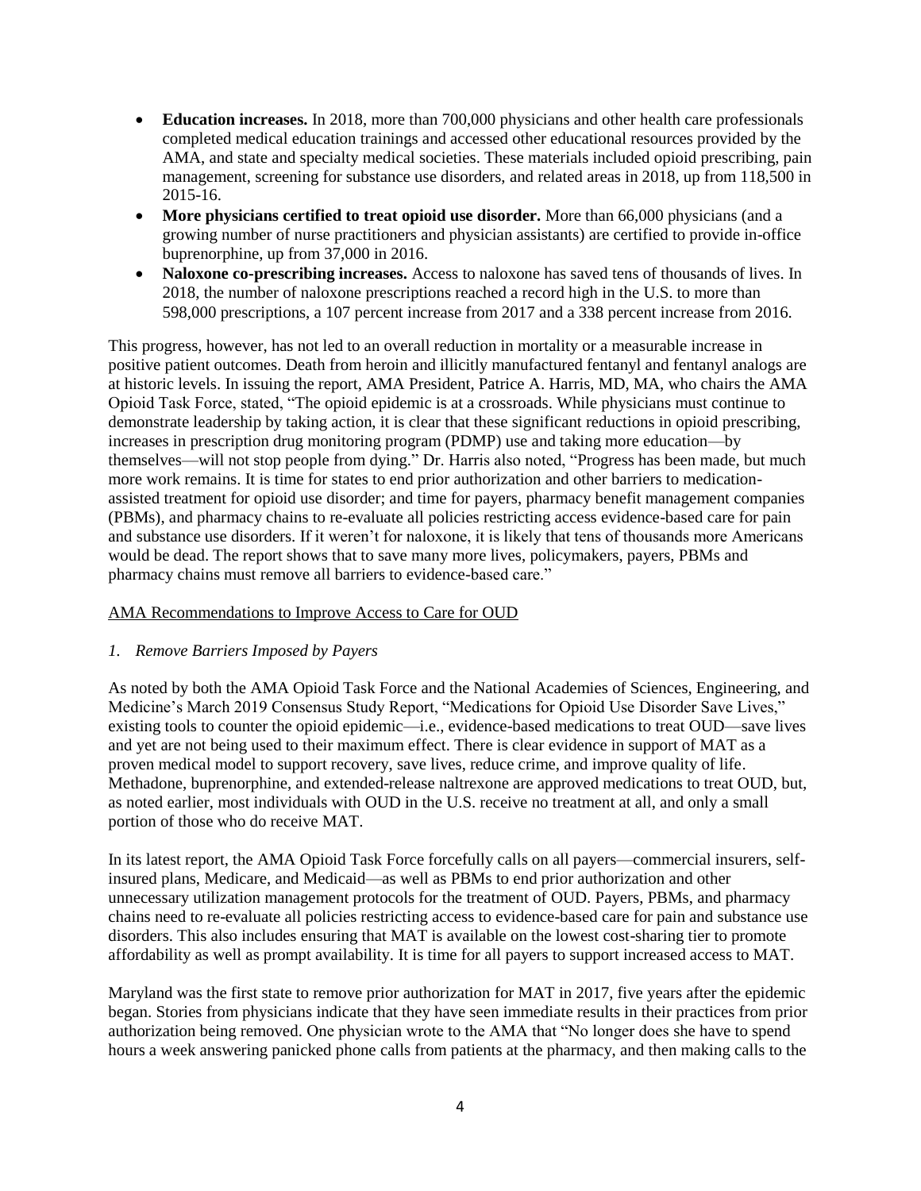- **Education increases.** In 2018, more than 700,000 physicians and other health care professionals completed medical education trainings and accessed other educational resources provided by the AMA, and state and specialty medical societies. These materials included opioid prescribing, pain management, screening for substance use disorders, and related areas in 2018, up from 118,500 in 2015-16.
- **More physicians certified to treat opioid use disorder.** More than 66,000 physicians (and a growing number of nurse practitioners and physician assistants) are certified to provide in-office buprenorphine, up from 37,000 in 2016.
- **Naloxone co-prescribing increases.** Access to naloxone has saved tens of thousands of lives. In 2018, the number of naloxone prescriptions reached a record high in the U.S. to more than 598,000 prescriptions, a 107 percent increase from 2017 and a 338 percent increase from 2016.

This progress, however, has not led to an overall reduction in mortality or a measurable increase in positive patient outcomes. Death from heroin and illicitly manufactured fentanyl and fentanyl analogs are at historic levels. In issuing the report, AMA President, Patrice A. Harris, MD, MA, who chairs the AMA Opioid Task Force, stated, "The opioid epidemic is at a crossroads. While physicians must continue to demonstrate leadership by taking action, it is clear that these significant reductions in opioid prescribing, increases in prescription drug monitoring program (PDMP) use and taking more education—by themselves—will not stop people from dying." Dr. Harris also noted, "Progress has been made, but much more work remains. It is time for states to end prior authorization and other barriers to medication-assisted treatment for opioid use disorder; and time for payers, pharmacy benefit management companies (PBMs), and pharmacy chains to re-evaluate all policies restricting access evidence-based care for pain and substance use disorders. If it weren't for naloxone, it is likely that tens of thousands more Americans would be dead. The report shows that to save many more lives, policymakers, payers, PBMs and pharmacy chains must remove all barriers to evidence-based care."

<u>AMA Recommendations to Improve Access to Care for OUD</u>

*1. Remove Barriers Imposed by Payers*

As noted by both the AMA Opioid Task Force and the National Academies of Sciences, Engineering, and Medicine's March 2019 Consensus Study Report, "Medications for Opioid Use Disorder Save Lives," existing tools to counter the opioid epidemic—i.e., evidence-based medications to treat OUD—save lives and yet are not being used to their maximum effect. There is clear evidence in support of MAT as a proven medical model to support recovery, save lives, reduce crime, and improve quality of life. Methadone, buprenorphine, and extended-release naltrexone are approved medications to treat OUD, but, as noted earlier, most individuals with OUD in the U.S. receive no treatment at all, and only a small portion of those who do receive MAT.

In its latest report, the AMA Opioid Task Force forcefully calls on all payers—commercial insurers, self-insured plans, Medicare, and Medicaid—as well as PBMs to end prior authorization and other unnecessary utilization management protocols for the treatment of OUD. Payers, PBMs, and pharmacy chains need to re-evaluate all policies restricting access to evidence-based care for pain and substance use disorders. This also includes ensuring that MAT is available on the lowest cost-sharing tier to promote affordability as well as prompt availability. It is time for all payers to support increased access to MAT.

Maryland was the first state to remove prior authorization for MAT in 2017, five years after the epidemic began. Stories from physicians indicate that they have seen immediate results in their practices from prior authorization being removed. One physician wrote to the AMA that "No longer does she have to spend hours a week answering panicked phone calls from patients at the pharmacy, and then making calls to the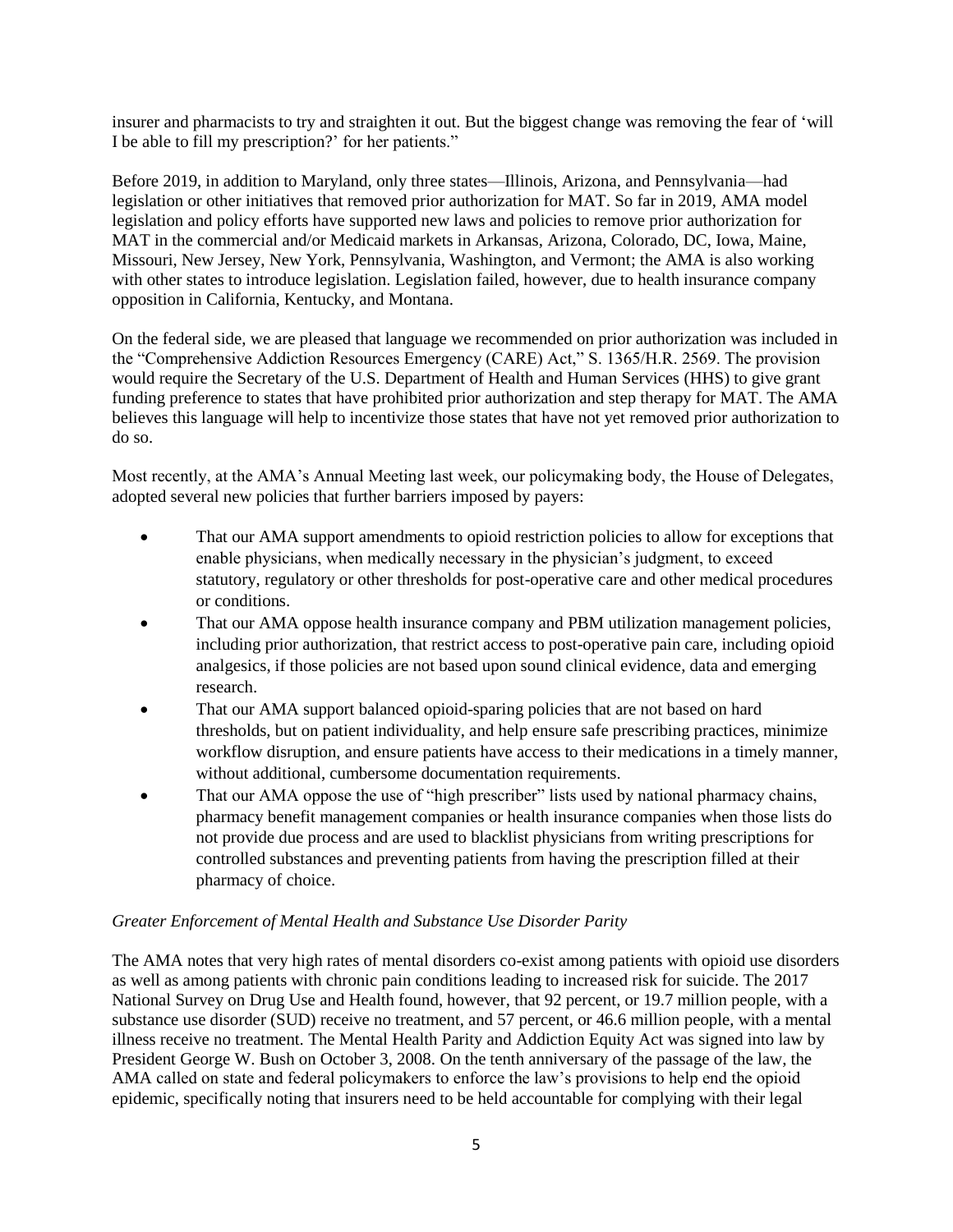insurer and pharmacists to try and straighten it out. But the biggest change was removing the fear of 'will I be able to fill my prescription?' for her patients."

Before 2019, in addition to Maryland, only three states—Illinois, Arizona, and Pennsylvania—had legislation or other initiatives that removed prior authorization for MAT. So far in 2019, AMA model legislation and policy efforts have supported new laws and policies to remove prior authorization for MAT in the commercial and/or Medicaid markets in Arkansas, Arizona, Colorado, DC, Iowa, Maine, Missouri, New Jersey, New York, Pennsylvania, Washington, and Vermont; the AMA is also working with other states to introduce legislation. Legislation failed, however, due to health insurance company opposition in California, Kentucky, and Montana.

On the federal side, we are pleased that language we recommended on prior authorization was included in the "Comprehensive Addiction Resources Emergency (CARE) Act," S. 1365/H.R. 2569. The provision would require the Secretary of the U.S. Department of Health and Human Services (HHS) to give grant funding preference to states that have prohibited prior authorization and step therapy for MAT. The AMA believes this language will help to incentivize those states that have not yet removed prior authorization to do so.

Most recently, at the AMA's Annual Meeting last week, our policymaking body, the House of Delegates, adopted several new policies that further barriers imposed by payers:

- That our AMA support amendments to opioid restriction policies to allow for exceptions that enable physicians, when medically necessary in the physician's judgment, to exceed statutory, regulatory or other thresholds for post-operative care and other medical procedures or conditions.
- That our AMA oppose health insurance company and PBM utilization management policies, including prior authorization, that restrict access to post-operative pain care, including opioid analgesics, if those policies are not based upon sound clinical evidence, data and emerging research.
- That our AMA support balanced opioid-sparing policies that are not based on hard thresholds, but on patient individuality, and help ensure safe prescribing practices, minimize workflow disruption, and ensure patients have access to their medications in a timely manner, without additional, cumbersome documentation requirements.
- That our AMA oppose the use of "high prescriber" lists used by national pharmacy chains, pharmacy benefit management companies or health insurance companies when those lists do not provide due process and are used to blacklist physicians from writing prescriptions for controlled substances and preventing patients from having the prescription filled at their pharmacy of choice.

*Greater Enforcement of Mental Health and Substance Use Disorder Parity*

The AMA notes that very high rates of mental disorders co-exist among patients with opioid use disorders as well as among patients with chronic pain conditions leading to increased risk for suicide. The 2017 National Survey on Drug Use and Health found, however, that 92 percent, or 19.7 million people, with a substance use disorder (SUD) receive no treatment, and 57 percent, or 46.6 million people, with a mental illness receive no treatment. The Mental Health Parity and Addiction Equity Act was signed into law by President George W. Bush on October 3, 2008. On the tenth anniversary of the passage of the law, the AMA called on state and federal policymakers to enforce the law's provisions to help end the opioid epidemic, specifically noting that insurers need to be held accountable for complying with their legal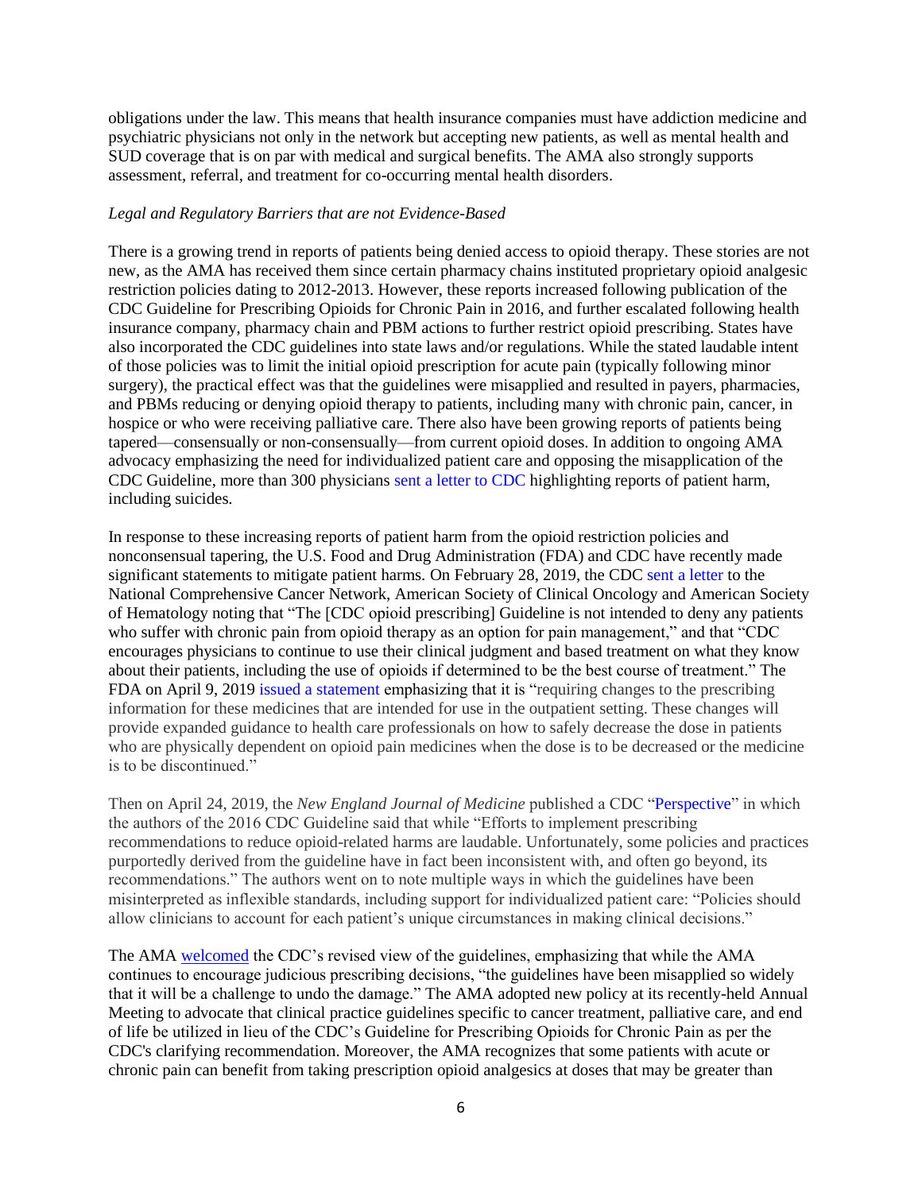obligations under the law. This means that health insurance companies must have addiction medicine and psychiatric physicians not only in the network but accepting new patients, as well as mental health and SUD coverage that is on par with medical and surgical benefits. The AMA also strongly supports assessment, referral, and treatment for co-occurring mental health disorders.

*Legal and Regulatory Barriers that are not Evidence-Based*

There is a growing trend in reports of patients being denied access to opioid therapy. These stories are not new, as the AMA has received them since certain pharmacy chains instituted proprietary opioid analgesic restriction policies dating to 2012-2013. However, these reports increased following publication of the CDC Guideline for Prescribing Opioids for Chronic Pain in 2016, and further escalated following health insurance company, pharmacy chain and PBM actions to further restrict opioid prescribing. States have also incorporated the CDC guidelines into state laws and/or regulations. While the stated laudable intent of those policies was to limit the initial opioid prescription for acute pain (typically following minor surgery), the practical effect was that the guidelines were misapplied and resulted in payers, pharmacies, and PBMs reducing or denying opioid therapy to patients, including many with chronic pain, cancer, in hospice or who were receiving palliative care. There also have been growing reports of patients being tapered—consensually or non-consensually—from current opioid doses. In addition to ongoing AMA advocacy emphasizing the need for individualized patient care and opposing the misapplication of the CDC Guideline, more than 300 physicians sent a letter to CDC highlighting reports of patient harm, including suicides.

In response to these increasing reports of patient harm from the opioid restriction policies and nonconsensual tapering, the U.S. Food and Drug Administration (FDA) and CDC have recently made significant statements to mitigate patient harms. On February 28, 2019, the CDC sent a letter to the National Comprehensive Cancer Network, American Society of Clinical Oncology and American Society of Hematology noting that "The [CDC opioid prescribing] Guideline is not intended to deny any patients who suffer with chronic pain from opioid therapy as an option for pain management," and that "CDC encourages physicians to continue to use their clinical judgment and based treatment on what they know about their patients, including the use of opioids if determined to be the best course of treatment." The FDA on April 9, 2019 issued a statement emphasizing that it is "requiring changes to the prescribing information for these medicines that are intended for use in the outpatient setting. These changes will provide expanded guidance to health care professionals on how to safely decrease the dose in patients who are physically dependent on opioid pain medicines when the dose is to be decreased or the medicine is to be discontinued."

Then on April 24, 2019, the *New England Journal of Medicine* published a CDC "Perspective" in which the authors of the 2016 CDC Guideline said that while "Efforts to implement prescribing recommendations to reduce opioid-related harms are laudable. Unfortunately, some policies and practices purportedly derived from the guideline have in fact been inconsistent with, and often go beyond, its recommendations." The authors went on to note multiple ways in which the guidelines have been misinterpreted as inflexible standards, including support for individualized patient care: "Policies should allow clinicians to account for each patient's unique circumstances in making clinical decisions."

The AMA welcomed the CDC's revised view of the guidelines, emphasizing that while the AMA continues to encourage judicious prescribing decisions, "the guidelines have been misapplied so widely that it will be a challenge to undo the damage." The AMA adopted new policy at its recently-held Annual Meeting to advocate that clinical practice guidelines specific to cancer treatment, palliative care, and end of life be utilized in lieu of the CDC's Guideline for Prescribing Opioids for Chronic Pain as per the CDC's clarifying recommendation. Moreover, the AMA recognizes that some patients with acute or chronic pain can benefit from taking prescription opioid analgesics at doses that may be greater than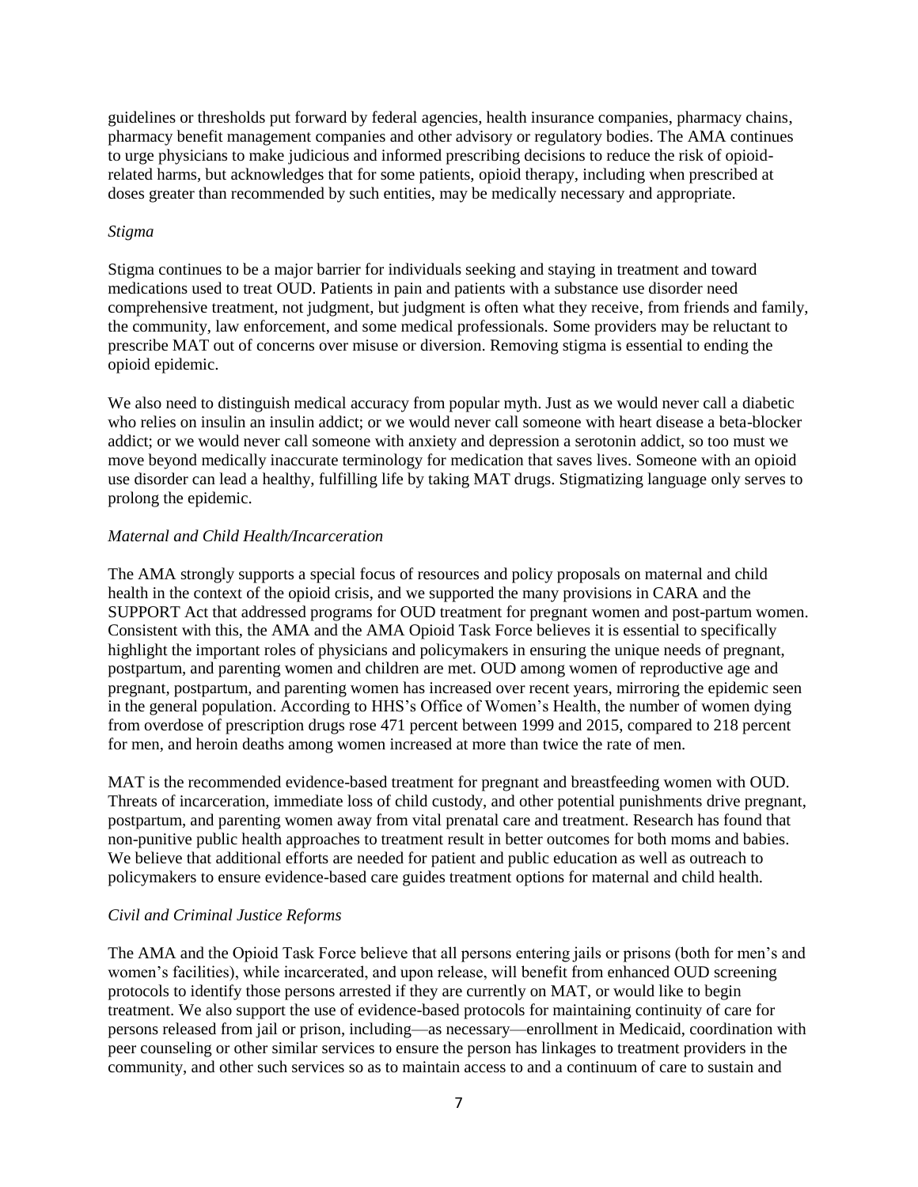guidelines or thresholds put forward by federal agencies, health insurance companies, pharmacy chains, pharmacy benefit management companies and other advisory or regulatory bodies. The AMA continues to urge physicians to make judicious and informed prescribing decisions to reduce the risk of opioid-related harms, but acknowledges that for some patients, opioid therapy, including when prescribed at doses greater than recommended by such entities, may be medically necessary and appropriate.

*Stigma*

Stigma continues to be a major barrier for individuals seeking and staying in treatment and toward medications used to treat OUD. Patients in pain and patients with a substance use disorder need comprehensive treatment, not judgment, but judgment is often what they receive, from friends and family, the community, law enforcement, and some medical professionals. Some providers may be reluctant to prescribe MAT out of concerns over misuse or diversion. Removing stigma is essential to ending the opioid epidemic.

We also need to distinguish medical accuracy from popular myth. Just as we would never call a diabetic who relies on insulin an insulin addict; or we would never call someone with heart disease a beta-blocker addict; or we would never call someone with anxiety and depression a serotonin addict, so too must we move beyond medically inaccurate terminology for medication that saves lives. Someone with an opioid use disorder can lead a healthy, fulfilling life by taking MAT drugs. Stigmatizing language only serves to prolong the epidemic.

*Maternal and Child Health/Incarceration*

The AMA strongly supports a special focus of resources and policy proposals on maternal and child health in the context of the opioid crisis, and we supported the many provisions in CARA and the SUPPORT Act that addressed programs for OUD treatment for pregnant women and post-partum women. Consistent with this, the AMA and the AMA Opioid Task Force believes it is essential to specifically highlight the important roles of physicians and policymakers in ensuring the unique needs of pregnant, postpartum, and parenting women and children are met. OUD among women of reproductive age and pregnant, postpartum, and parenting women has increased over recent years, mirroring the epidemic seen in the general population. According to HHS's Office of Women's Health, the number of women dying from overdose of prescription drugs rose 471 percent between 1999 and 2015, compared to 218 percent for men, and heroin deaths among women increased at more than twice the rate of men.

MAT is the recommended evidence-based treatment for pregnant and breastfeeding women with OUD. Threats of incarceration, immediate loss of child custody, and other potential punishments drive pregnant, postpartum, and parenting women away from vital prenatal care and treatment. Research has found that non-punitive public health approaches to treatment result in better outcomes for both moms and babies. We believe that additional efforts are needed for patient and public education as well as outreach to policymakers to ensure evidence-based care guides treatment options for maternal and child health.

*Civil and Criminal Justice Reforms*

The AMA and the Opioid Task Force believe that all persons entering jails or prisons (both for men's and women's facilities), while incarcerated, and upon release, will benefit from enhanced OUD screening protocols to identify those persons arrested if they are currently on MAT, or would like to begin treatment. We also support the use of evidence-based protocols for maintaining continuity of care for persons released from jail or prison, including—as necessary—enrollment in Medicaid, coordination with peer counseling or other similar services to ensure the person has linkages to treatment providers in the community, and other such services so as to maintain access to and a continuum of care to sustain and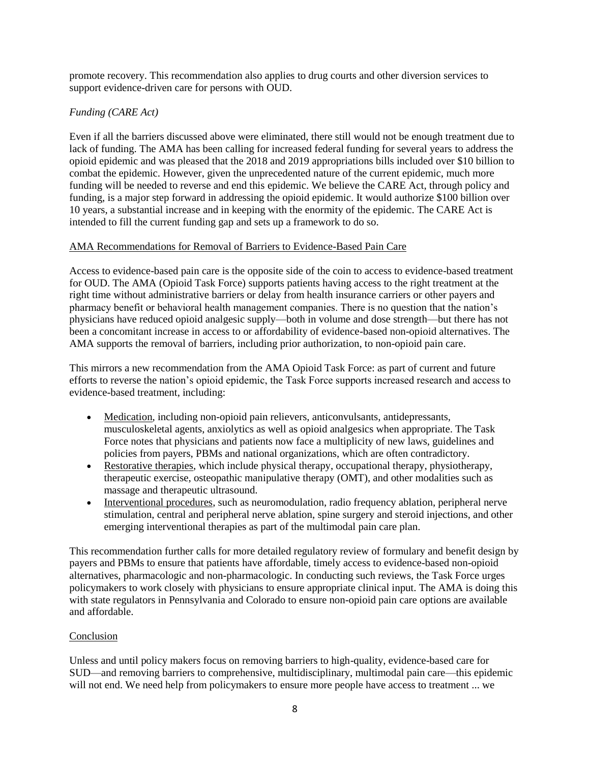promote recovery. This recommendation also applies to drug courts and other diversion services to support evidence-driven care for persons with OUD.

*Funding (CARE Act)*

Even if all the barriers discussed above were eliminated, there still would not be enough treatment due to lack of funding. The AMA has been calling for increased federal funding for several years to address the opioid epidemic and was pleased that the 2018 and 2019 appropriations bills included over $10 billion to combat the epidemic. However, given the unprecedented nature of the current epidemic, much more funding will be needed to reverse and end this epidemic. We believe the CARE Act, through policy and funding, is a major step forward in addressing the opioid epidemic. It would authorize $100 billion over 10 years, a substantial increase and in keeping with the enormity of the epidemic. The CARE Act is intended to fill the current funding gap and sets up a framework to do so.

<u>AMA Recommendations for Removal of Barriers to Evidence-Based Pain Care</u>

Access to evidence-based pain care is the opposite side of the coin to access to evidence-based treatment for OUD. The AMA (Opioid Task Force) supports patients having access to the right treatment at the right time without administrative barriers or delay from health insurance carriers or other payers and pharmacy benefit or behavioral health management companies. There is no question that the nation's physicians have reduced opioid analgesic supply—both in volume and dose strength—but there has not been a concomitant increase in access to or affordability of evidence-based non-opioid alternatives. The AMA supports the removal of barriers, including prior authorization, to non-opioid pain care.

This mirrors a new recommendation from the AMA Opioid Task Force: as part of current and future efforts to reverse the nation's opioid epidemic, the Task Force supports increased research and access to evidence-based treatment, including:

- <u>Medication</u>, including non-opioid pain relievers, anticonvulsants, antidepressants, musculoskeletal agents, anxiolytics as well as opioid analgesics when appropriate. The Task Force notes that physicians and patients now face a multiplicity of new laws, guidelines and policies from payers, PBMs and national organizations, which are often contradictory.
- <u>Restorative therapies</u>, which include physical therapy, occupational therapy, physiotherapy, therapeutic exercise, osteopathic manipulative therapy (OMT), and other modalities such as massage and therapeutic ultrasound.
- <u>Interventional procedures</u>, such as neuromodulation, radio frequency ablation, peripheral nerve stimulation, central and peripheral nerve ablation, spine surgery and steroid injections, and other emerging interventional therapies as part of the multimodal pain care plan.

This recommendation further calls for more detailed regulatory review of formulary and benefit design by payers and PBMs to ensure that patients have affordable, timely access to evidence-based non-opioid alternatives, pharmacologic and non-pharmacologic. In conducting such reviews, the Task Force urges policymakers to work closely with physicians to ensure appropriate clinical input. The AMA is doing this with state regulators in Pennsylvania and Colorado to ensure non-opioid pain care options are available and affordable.

<u>Conclusion</u>

Unless and until policy makers focus on removing barriers to high-quality, evidence-based care for SUD—and removing barriers to comprehensive, multidisciplinary, multimodal pain care—this epidemic will not end. We need help from policymakers to ensure more people have access to treatment ... we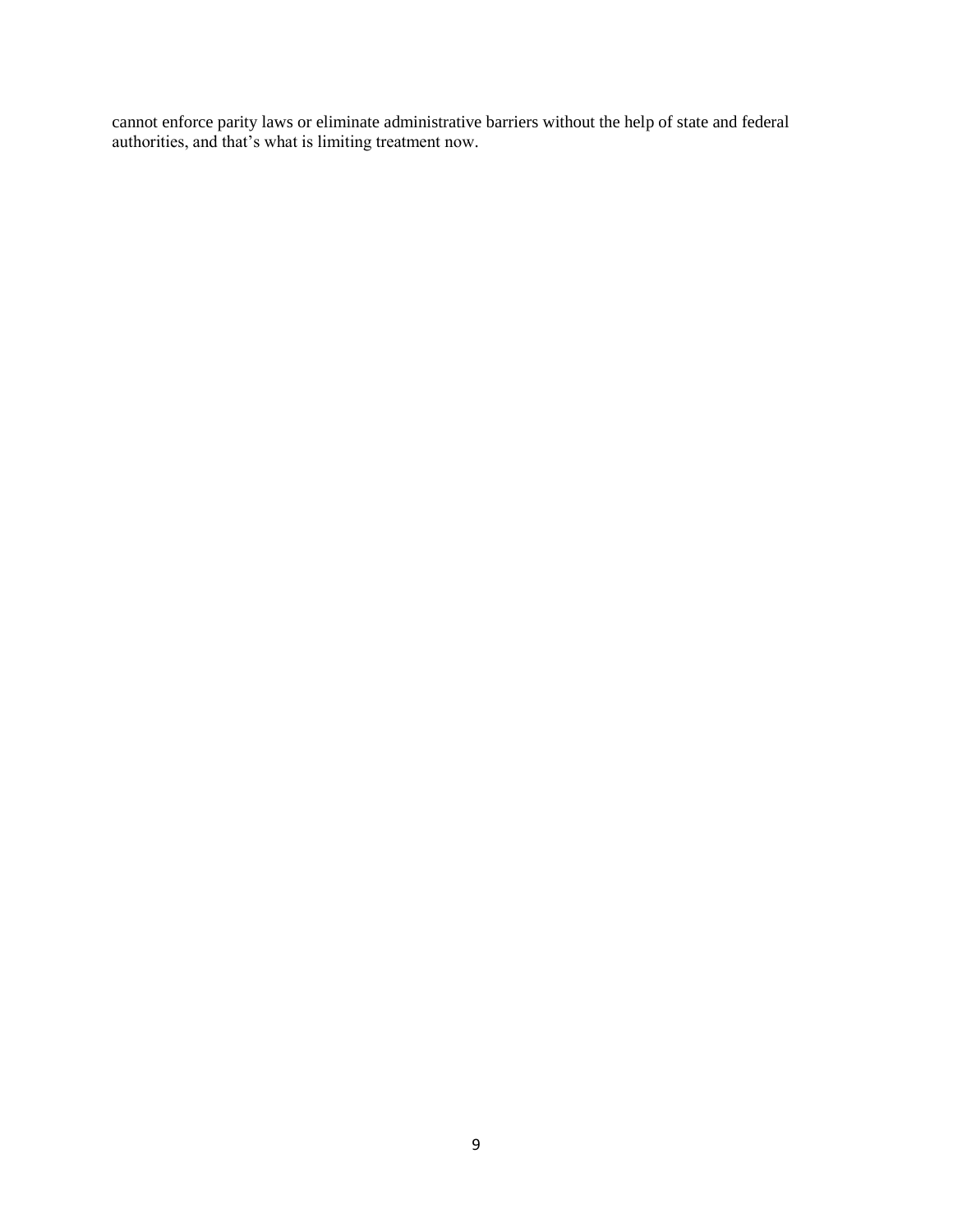cannot enforce parity laws or eliminate administrative barriers without the help of state and federal authorities, and that's what is limiting treatment now.